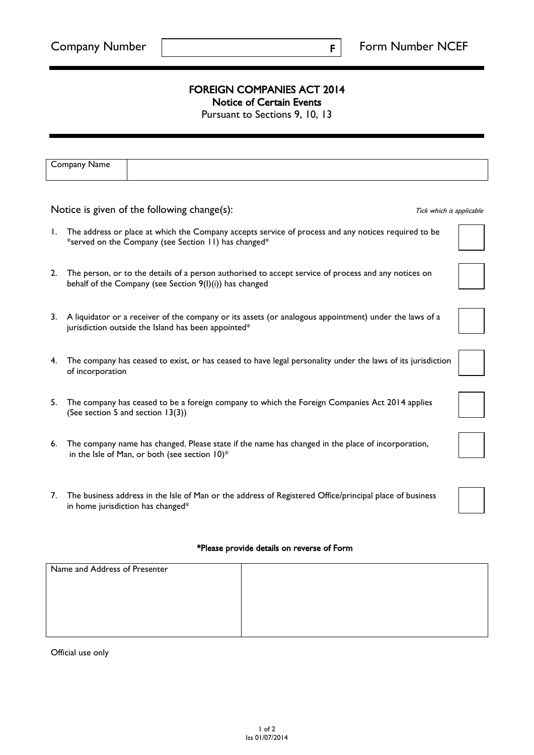| Company Number | F | Form Number NCEF |
|---|---|---|

# FOREIGN COMPANIES ACT 2014

## Notice of Certain Events

Pursuant to Sections 9, 10, 13

| Company Name | |
|---|---|

Notice is given of the following change(s): *Tick which is applicable*

| | | |
|---|---|---|
| 1. | The address or place at which the Company accepts service of process and any notices required to be *served on the Company (see Section 11) has changed* | ☐ |
| 2. | The person, or to the details of a person authorised to accept service of process and any notices on behalf of the Company (see Section 9(l)(i)) has changed | ☐ |
| 3. | A liquidator or a receiver of the company or its assets (or analogous appointment) under the laws of a jurisdiction outside the Island has been appointed* | ☐ |
| 4. | The company has ceased to exist, or has ceased to have legal personality under the laws of its jurisdiction of incorporation | ☐ |
| 5. | The company has ceased to be a foreign company to which the Foreign Companies Act 2014 applies (See section 5 and section 13(3)) | ☐ |
| 6. | The company name has changed. Please state if the name has changed in the place of incorporation, in the Isle of Man, or both (see section 10)* | ☐ |
| 7. | The business address in the Isle of Man or the address of Registered Office/principal place of business in home jurisdiction has changed* | ☐ |

**\*Please provide details on reverse of Form**

| Name and Address of Presenter | |
|---|---|

Official use only

Iss 01/07/2014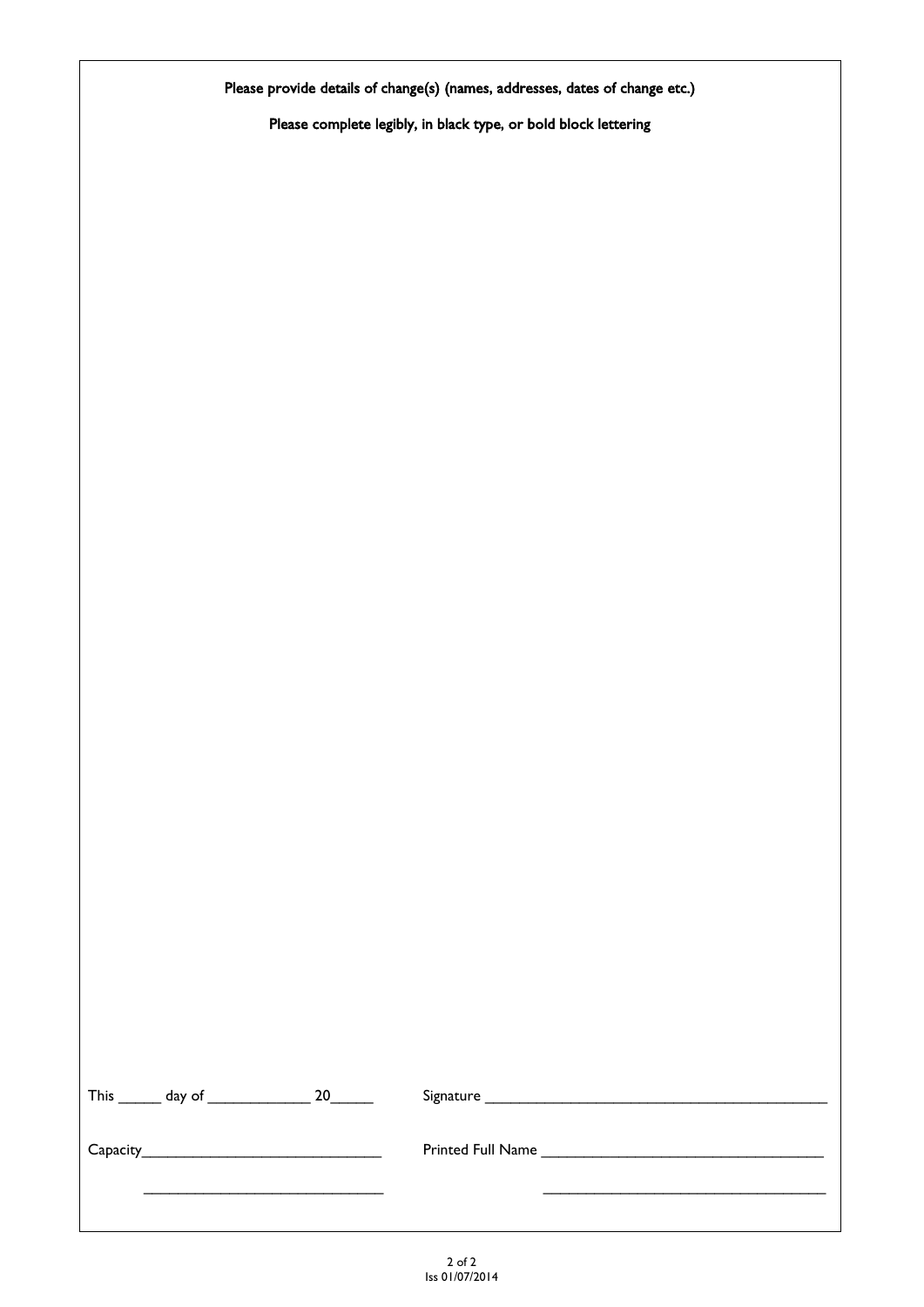Please provide details of change(s) (names, addresses, dates of change etc.)

Please complete legibly, in black type, or bold block lettering

This _____ day of ____________ 20_____ Signature ________________________________________

Capacity____________________________ Printed Full Name __________________________________

____________________________ __________________________________

Iss 01/07/2014